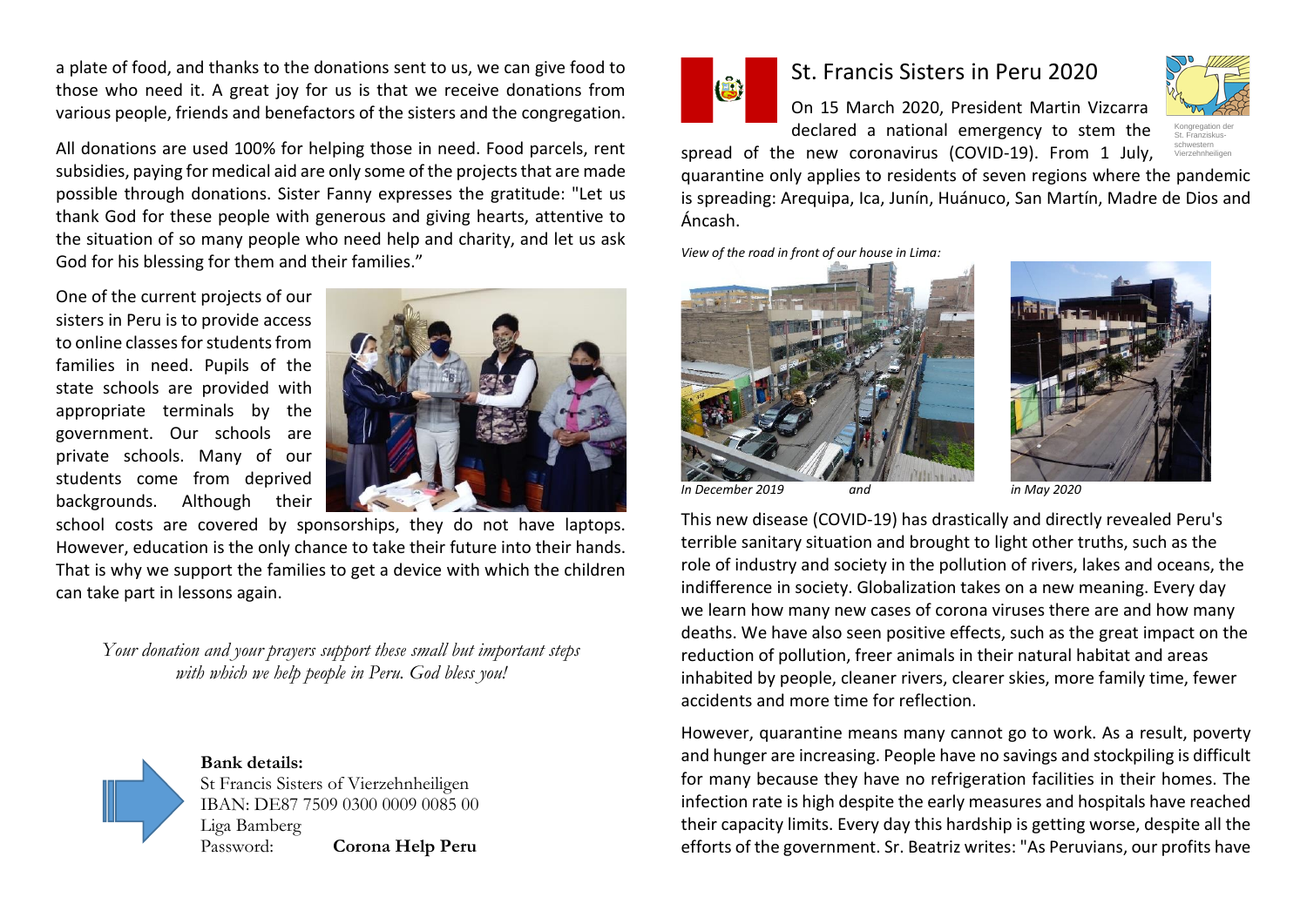a plate of food, and thanks to the donations sent to us, we can give food to those who need it. A great joy for us is that we receive donations from various people, friends and benefactors of the sisters and the congregation.

All donations are used 100% for helping those in need. Food parcels, rent subsidies, paying for medical aid are only some of the projects that are made possible through donations. Sister Fanny expresses the gratitude: "Let us thank God for these people with generous and giving hearts, attentive to the situation of so many people who need help and charity, and let us ask God for his blessing for them and their families."

One of the current projects of our sisters in Peru is to provide access to online classes for students from families in need. Pupils of the state schools are provided with appropriate terminals by the government. Our schools are private schools. Many of our students come from deprived backgrounds. Although their school costs are covered by sponsorships, they do not have laptops. However, education is the only chance to take their future into their hands. That is why we support the families to get a device with which the children can take part in lessons again.

*Your donation and your prayers support these small but important steps with which we help people in Peru. God bless you!*

**Bank details:**
St Francis Sisters of Vierzehnheiligen
IBAN: DE87 7509 0300 0009 0085 00
Liga Bamberg
Password: **Corona Help Peru**

# St. Francis Sisters in Peru 2020

Kongregation der St. Franziskus-schwestern Vierzehnheiligen

On 15 March 2020, President Martin Vizcarra declared a national emergency to stem the spread of the new coronavirus (COVID-19). From 1 July, quarantine only applies to residents of seven regions where the pandemic is spreading: Arequipa, Ica, Junín, Huánuco, San Martín, Madre de Dios and Áncash.

*View of the road in front of our house in Lima:*

*In December 2019 and in May 2020*

This new disease (COVID-19) has drastically and directly revealed Peru's terrible sanitary situation and brought to light other truths, such as the role of industry and society in the pollution of rivers, lakes and oceans, the indifference in society. Globalization takes on a new meaning. Every day we learn how many new cases of corona viruses there are and how many deaths. We have also seen positive effects, such as the great impact on the reduction of pollution, freer animals in their natural habitat and areas inhabited by people, cleaner rivers, clearer skies, more family time, fewer accidents and more time for reflection.

However, quarantine means many cannot go to work. As a result, poverty and hunger are increasing. People have no savings and stockpiling is difficult for many because they have no refrigeration facilities in their homes. The infection rate is high despite the early measures and hospitals have reached their capacity limits. Every day this hardship is getting worse, despite all the efforts of the government. Sr. Beatriz writes: "As Peruvians, our profits have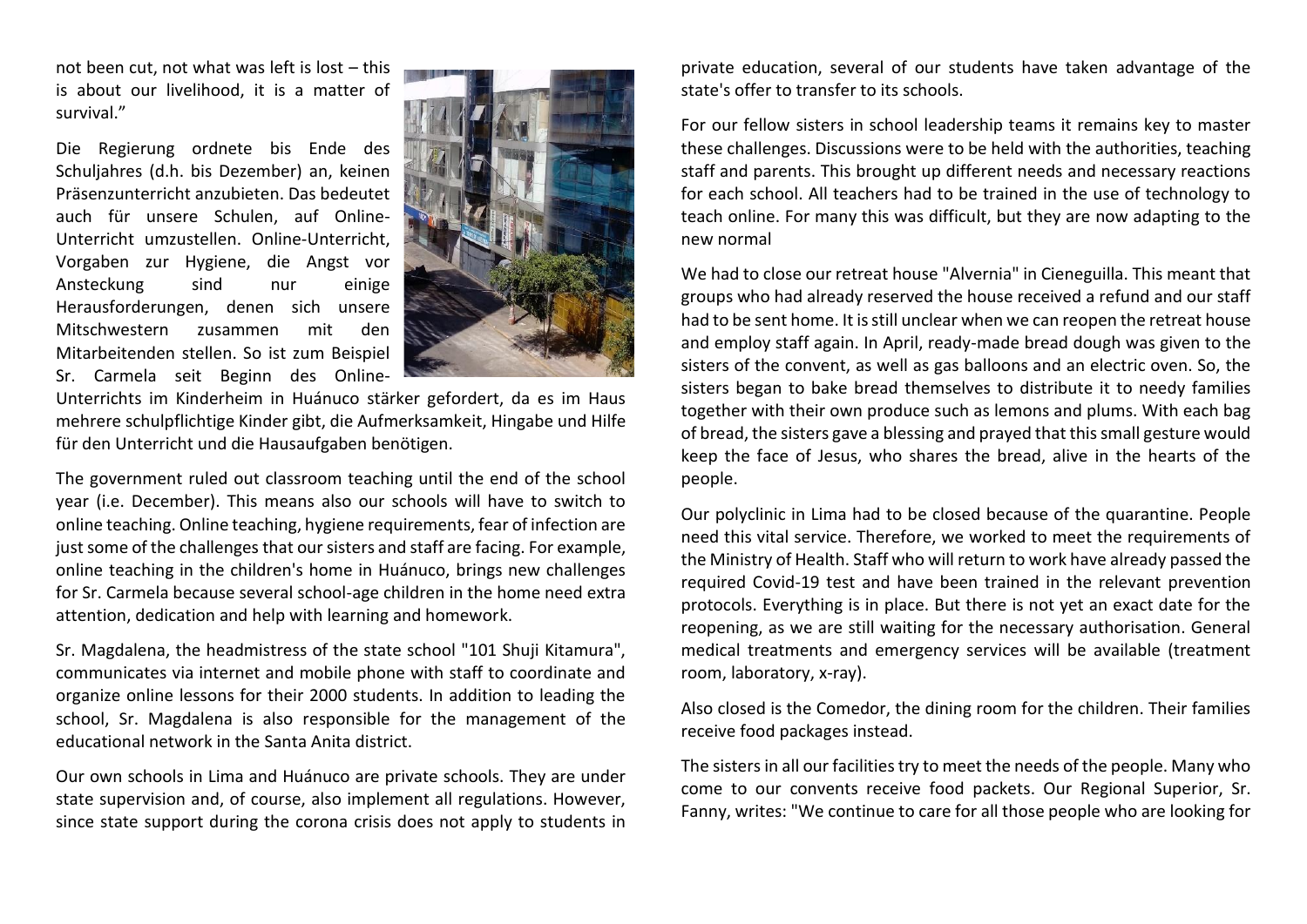not been cut, not what was left is lost – this is about our livelihood, it is a matter of survival."

Die Regierung ordnete bis Ende des Schuljahres (d.h. bis Dezember) an, keinen Präsenzunterricht anzubieten. Das bedeutet auch für unsere Schulen, auf Online-Unterricht umzustellen. Online-Unterricht, Vorgaben zur Hygiene, die Angst vor Ansteckung sind nur einige Herausforderungen, denen sich unsere Mitschwestern zusammen mit den Mitarbeitenden stellen. So ist zum Beispiel Sr. Carmela seit Beginn des Online-Unterrichts im Kinderheim in Huánuco stärker gefordert, da es im Haus mehrere schulpflichtige Kinder gibt, die Aufmerksamkeit, Hingabe und Hilfe für den Unterricht und die Hausaufgaben benötigen.

The government ruled out classroom teaching until the end of the school year (i.e. December). This means also our schools will have to switch to online teaching. Online teaching, hygiene requirements, fear of infection are just some of the challenges that our sisters and staff are facing. For example, online teaching in the children's home in Huánuco, brings new challenges for Sr. Carmela because several school-age children in the home need extra attention, dedication and help with learning and homework.

Sr. Magdalena, the headmistress of the state school "101 Shuji Kitamura", communicates via internet and mobile phone with staff to coordinate and organize online lessons for their 2000 students. In addition to leading the school, Sr. Magdalena is also responsible for the management of the educational network in the Santa Anita district.

Our own schools in Lima and Huánuco are private schools. They are under state supervision and, of course, also implement all regulations. However, since state support during the corona crisis does not apply to students in private education, several of our students have taken advantage of the state's offer to transfer to its schools.

For our fellow sisters in school leadership teams it remains key to master these challenges. Discussions were to be held with the authorities, teaching staff and parents. This brought up different needs and necessary reactions for each school. All teachers had to be trained in the use of technology to teach online. For many this was difficult, but they are now adapting to the new normal

We had to close our retreat house "Alvernia" in Cieneguilla. This meant that groups who had already reserved the house received a refund and our staff had to be sent home. It is still unclear when we can reopen the retreat house and employ staff again. In April, ready-made bread dough was given to the sisters of the convent, as well as gas balloons and an electric oven. So, the sisters began to bake bread themselves to distribute it to needy families together with their own produce such as lemons and plums. With each bag of bread, the sisters gave a blessing and prayed that this small gesture would keep the face of Jesus, who shares the bread, alive in the hearts of the people.

Our polyclinic in Lima had to be closed because of the quarantine. People need this vital service. Therefore, we worked to meet the requirements of the Ministry of Health. Staff who will return to work have already passed the required Covid-19 test and have been trained in the relevant prevention protocols. Everything is in place. But there is not yet an exact date for the reopening, as we are still waiting for the necessary authorisation. General medical treatments and emergency services will be available (treatment room, laboratory, x-ray).

Also closed is the Comedor, the dining room for the children. Their families receive food packages instead.

The sisters in all our facilities try to meet the needs of the people. Many who come to our convents receive food packets. Our Regional Superior, Sr. Fanny, writes: "We continue to care for all those people who are looking for